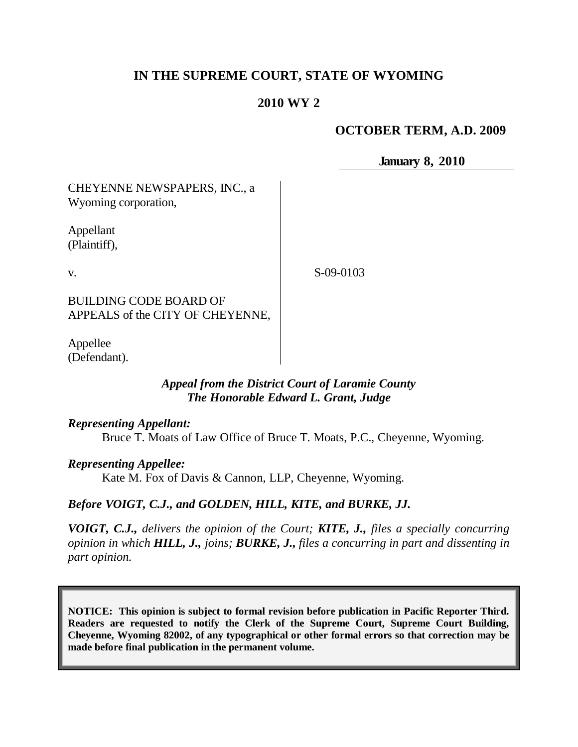# IN THE SUPREME COURT, STATE OF WYOMING

## 2010 WY 2

**OCTOBER TERM, A.D. 2009**

**January 8, 2010**

| | |
|---|---|
| CHEYENNE NEWSPAPERS, INC., a Wyoming corporation,<br><br>Appellant (Plaintiff),<br><br>v.<br><br>BUILDING CODE BOARD OF APPEALS of the CITY OF CHEYENNE,<br><br>Appellee (Defendant). | S-09-0103 |

***Appeal from the District Court of Laramie County***
***The Honorable Edward L. Grant, Judge***

***Representing Appellant:***
Bruce T. Moats of Law Office of Bruce T. Moats, P.C., Cheyenne, Wyoming.

***Representing Appellee:***
Kate M. Fox of Davis & Cannon, LLP, Cheyenne, Wyoming.

***Before VOIGT, C.J., and GOLDEN, HILL, KITE, and BURKE, JJ.***

***VOIGT, C.J., delivers the opinion of the Court; KITE, J., files a specially concurring opinion in which HILL, J., joins; BURKE, J., files a concurring in part and dissenting in part opinion.***

**NOTICE: This opinion is subject to formal revision before publication in Pacific Reporter Third. Readers are requested to notify the Clerk of the Supreme Court, Supreme Court Building, Cheyenne, Wyoming 82002, of any typographical or other formal errors so that correction may be made before final publication in the permanent volume.**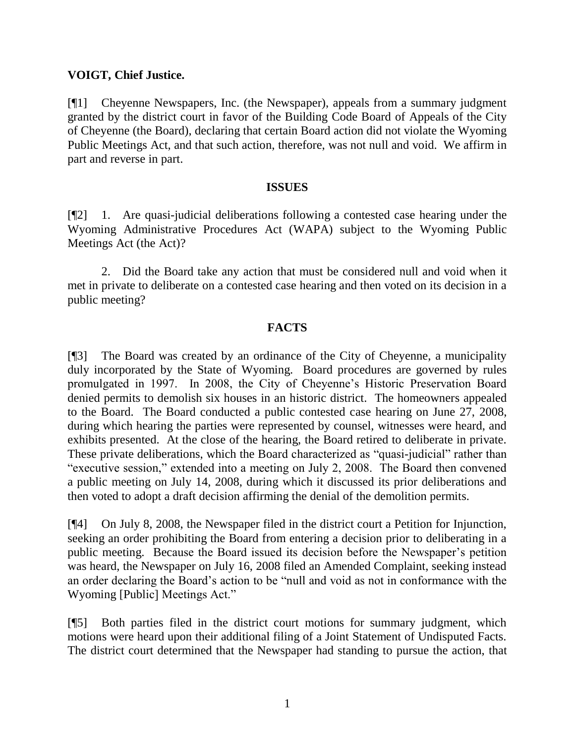**VOIGT, Chief Justice.**

[¶1] Cheyenne Newspapers, Inc. (the Newspaper), appeals from a summary judgment granted by the district court in favor of the Building Code Board of Appeals of the City of Cheyenne (the Board), declaring that certain Board action did not violate the Wyoming Public Meetings Act, and that such action, therefore, was not null and void. We affirm in part and reverse in part.

## ISSUES

[¶2] 1. Are quasi-judicial deliberations following a contested case hearing under the Wyoming Administrative Procedures Act (WAPA) subject to the Wyoming Public Meetings Act (the Act)?

2. Did the Board take any action that must be considered null and void when it met in private to deliberate on a contested case hearing and then voted on its decision in a public meeting?

## FACTS

[¶3] The Board was created by an ordinance of the City of Cheyenne, a municipality duly incorporated by the State of Wyoming. Board procedures are governed by rules promulgated in 1997. In 2008, the City of Cheyenne's Historic Preservation Board denied permits to demolish six houses in an historic district. The homeowners appealed to the Board. The Board conducted a public contested case hearing on June 27, 2008, during which hearing the parties were represented by counsel, witnesses were heard, and exhibits presented. At the close of the hearing, the Board retired to deliberate in private. These private deliberations, which the Board characterized as "quasi-judicial" rather than "executive session," extended into a meeting on July 2, 2008. The Board then convened a public meeting on July 14, 2008, during which it discussed its prior deliberations and then voted to adopt a draft decision affirming the denial of the demolition permits.

[¶4] On July 8, 2008, the Newspaper filed in the district court a Petition for Injunction, seeking an order prohibiting the Board from entering a decision prior to deliberating in a public meeting. Because the Board issued its decision before the Newspaper's petition was heard, the Newspaper on July 16, 2008 filed an Amended Complaint, seeking instead an order declaring the Board's action to be "null and void as not in conformance with the Wyoming [Public] Meetings Act."

[¶5] Both parties filed in the district court motions for summary judgment, which motions were heard upon their additional filing of a Joint Statement of Undisputed Facts. The district court determined that the Newspaper had standing to pursue the action, that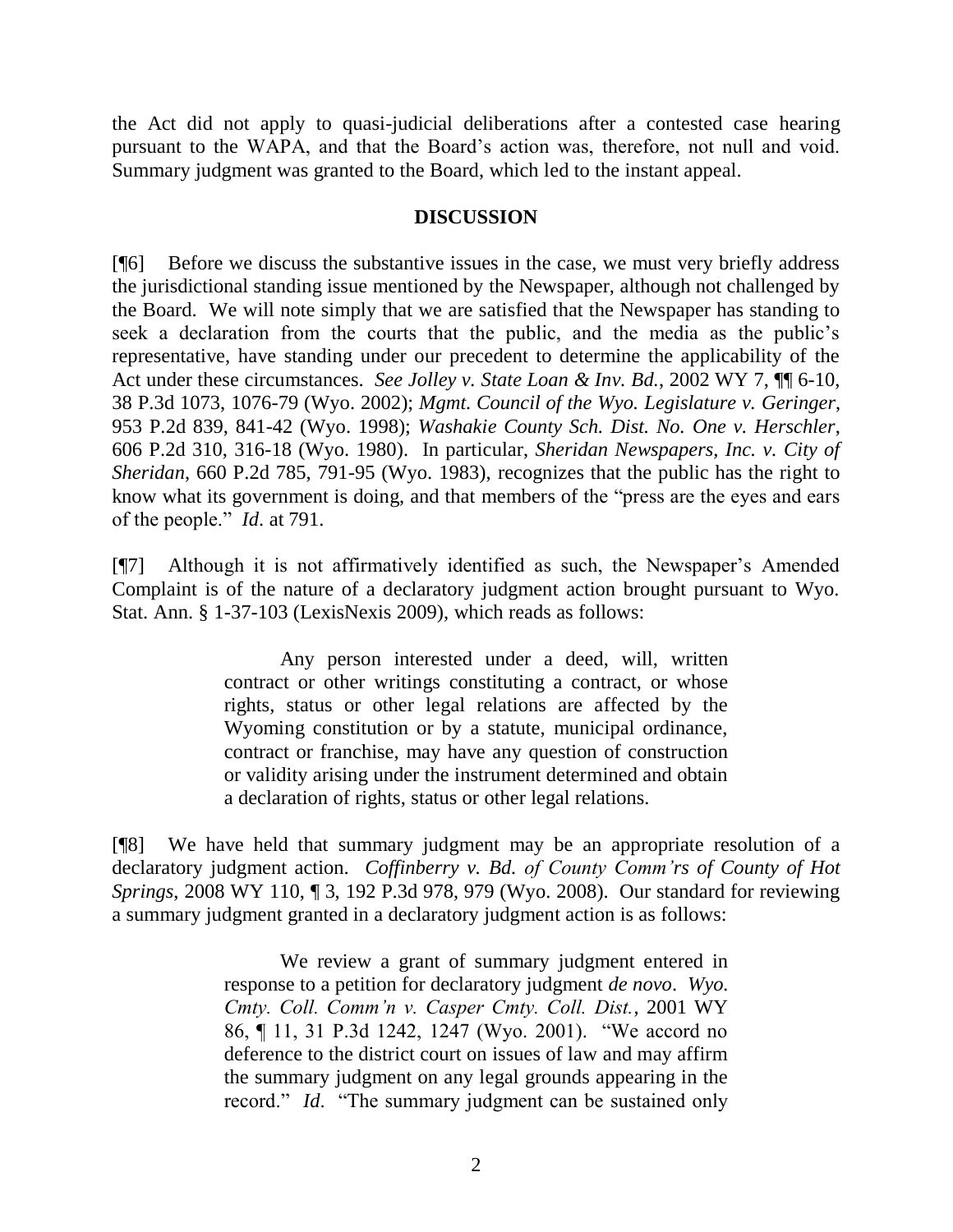the Act did not apply to quasi-judicial deliberations after a contested case hearing pursuant to the WAPA, and that the Board's action was, therefore, not null and void. Summary judgment was granted to the Board, which led to the instant appeal.

## DISCUSSION

[¶6] Before we discuss the substantive issues in the case, we must very briefly address the jurisdictional standing issue mentioned by the Newspaper, although not challenged by the Board. We will note simply that we are satisfied that the Newspaper has standing to seek a declaration from the courts that the public, and the media as the public's representative, have standing under our precedent to determine the applicability of the Act under these circumstances. *See Jolley v. State Loan & Inv. Bd.*, 2002 WY 7, ¶¶ 6-10, 38 P.3d 1073, 1076-79 (Wyo. 2002); *Mgmt. Council of the Wyo. Legislature v. Geringer*, 953 P.2d 839, 841-42 (Wyo. 1998); *Washakie County Sch. Dist. No. One v. Herschler*, 606 P.2d 310, 316-18 (Wyo. 1980). In particular, *Sheridan Newspapers, Inc. v. City of Sheridan*, 660 P.2d 785, 791-95 (Wyo. 1983), recognizes that the public has the right to know what its government is doing, and that members of the "press are the eyes and ears of the people." *Id*. at 791.

[¶7] Although it is not affirmatively identified as such, the Newspaper's Amended Complaint is of the nature of a declaratory judgment action brought pursuant to Wyo. Stat. Ann. § 1-37-103 (LexisNexis 2009), which reads as follows:

> Any person interested under a deed, will, written contract or other writings constituting a contract, or whose rights, status or other legal relations are affected by the Wyoming constitution or by a statute, municipal ordinance, contract or franchise, may have any question of construction or validity arising under the instrument determined and obtain a declaration of rights, status or other legal relations.

[¶8] We have held that summary judgment may be an appropriate resolution of a declaratory judgment action. *Coffinberry v. Bd. of County Comm'rs of County of Hot Springs*, 2008 WY 110, ¶ 3, 192 P.3d 978, 979 (Wyo. 2008). Our standard for reviewing a summary judgment granted in a declaratory judgment action is as follows:

> We review a grant of summary judgment entered in response to a petition for declaratory judgment *de novo*. *Wyo. Cmty. Coll. Comm'n v. Casper Cmty. Coll. Dist.*, 2001 WY 86, ¶ 11, 31 P.3d 1242, 1247 (Wyo. 2001). "We accord no deference to the district court on issues of law and may affirm the summary judgment on any legal grounds appearing in the record." *Id*. "The summary judgment can be sustained only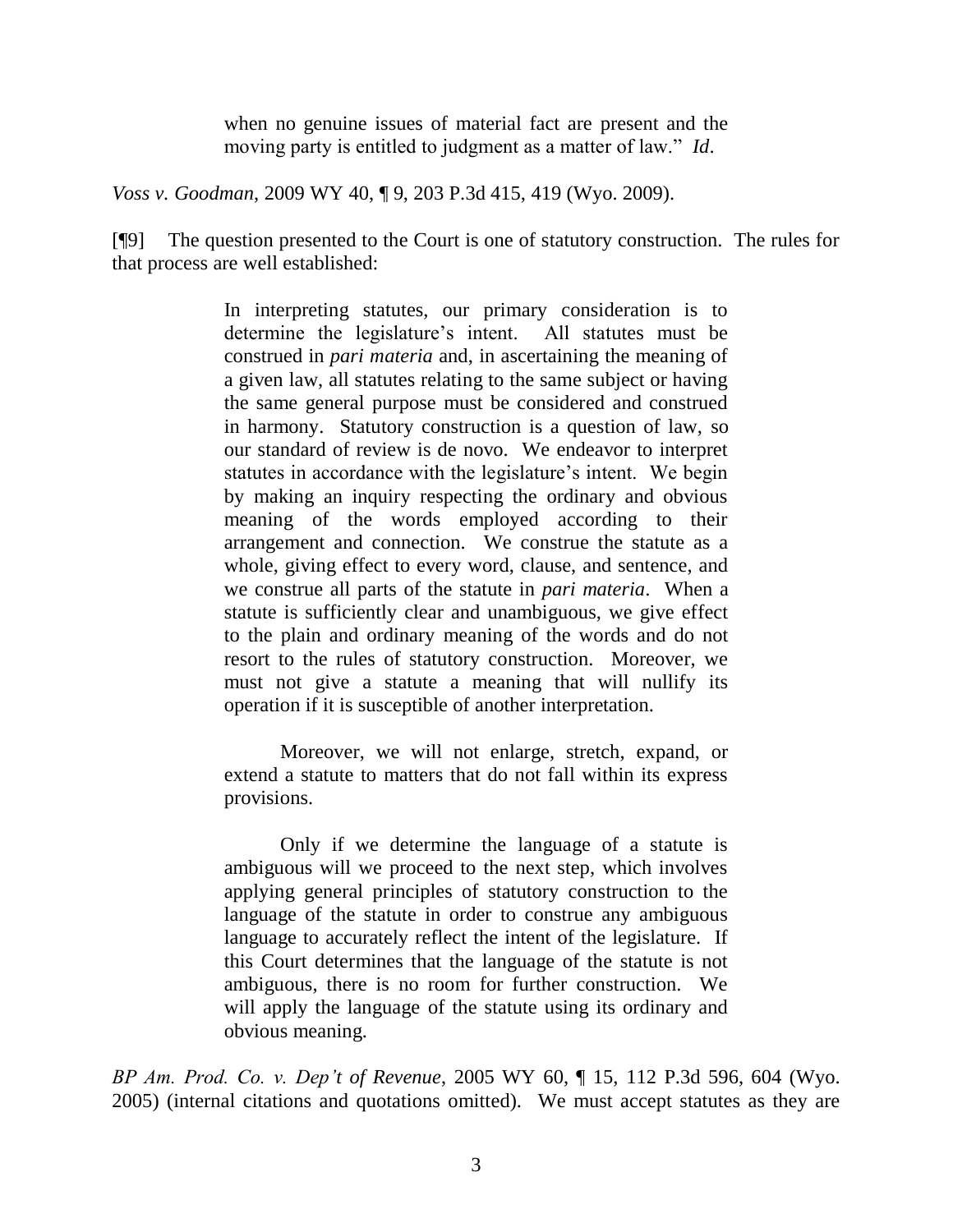> when no genuine issues of material fact are present and the moving party is entitled to judgment as a matter of law." *Id*.

*Voss v. Goodman*, 2009 WY 40, ¶ 9, 203 P.3d 415, 419 (Wyo. 2009).

[¶9] The question presented to the Court is one of statutory construction. The rules for that process are well established:

> In interpreting statutes, our primary consideration is to determine the legislature's intent. All statutes must be construed in *pari materia* and, in ascertaining the meaning of a given law, all statutes relating to the same subject or having the same general purpose must be considered and construed in harmony. Statutory construction is a question of law, so our standard of review is de novo. We endeavor to interpret statutes in accordance with the legislature's intent. We begin by making an inquiry respecting the ordinary and obvious meaning of the words employed according to their arrangement and connection. We construe the statute as a whole, giving effect to every word, clause, and sentence, and we construe all parts of the statute in *pari materia*. When a statute is sufficiently clear and unambiguous, we give effect to the plain and ordinary meaning of the words and do not resort to the rules of statutory construction. Moreover, we must not give a statute a meaning that will nullify its operation if it is susceptible of another interpretation.
>
> Moreover, we will not enlarge, stretch, expand, or extend a statute to matters that do not fall within its express provisions.
>
> Only if we determine the language of a statute is ambiguous will we proceed to the next step, which involves applying general principles of statutory construction to the language of the statute in order to construe any ambiguous language to accurately reflect the intent of the legislature. If this Court determines that the language of the statute is not ambiguous, there is no room for further construction. We will apply the language of the statute using its ordinary and obvious meaning.

*BP Am. Prod. Co. v. Dep't of Revenue*, 2005 WY 60, ¶ 15, 112 P.3d 596, 604 (Wyo. 2005) (internal citations and quotations omitted). We must accept statutes as they are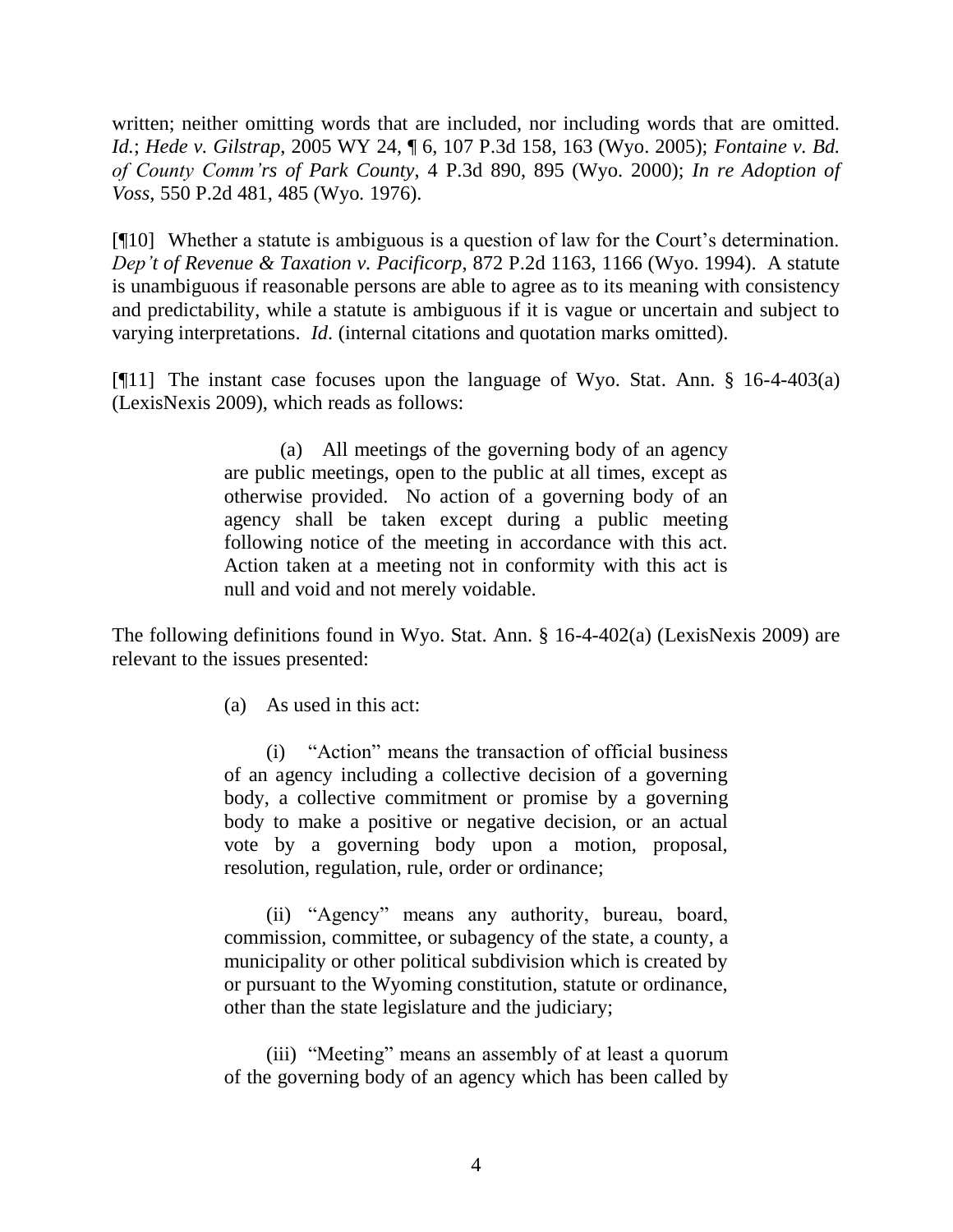written; neither omitting words that are included, nor including words that are omitted. *Id.*; *Hede v. Gilstrap*, 2005 WY 24, ¶ 6, 107 P.3d 158, 163 (Wyo. 2005); *Fontaine v. Bd. of County Comm'rs of Park County*, 4 P.3d 890, 895 (Wyo. 2000); *In re Adoption of Voss*, 550 P.2d 481, 485 (Wyo. 1976).

[¶10] Whether a statute is ambiguous is a question of law for the Court's determination. *Dep't of Revenue & Taxation v. Pacificorp*, 872 P.2d 1163, 1166 (Wyo. 1994). A statute is unambiguous if reasonable persons are able to agree as to its meaning with consistency and predictability, while a statute is ambiguous if it is vague or uncertain and subject to varying interpretations. *Id.* (internal citations and quotation marks omitted).

[¶11] The instant case focuses upon the language of Wyo. Stat. Ann. § 16-4-403(a) (LexisNexis 2009), which reads as follows:

> (a) All meetings of the governing body of an agency are public meetings, open to the public at all times, except as otherwise provided. No action of a governing body of an agency shall be taken except during a public meeting following notice of the meeting in accordance with this act. Action taken at a meeting not in conformity with this act is null and void and not merely voidable.

The following definitions found in Wyo. Stat. Ann. § 16-4-402(a) (LexisNexis 2009) are relevant to the issues presented:

> (a) As used in this act:
>
> (i) "Action" means the transaction of official business of an agency including a collective decision of a governing body, a collective commitment or promise by a governing body to make a positive or negative decision, or an actual vote by a governing body upon a motion, proposal, resolution, regulation, rule, order or ordinance;
>
> (ii) "Agency" means any authority, bureau, board, commission, committee, or subagency of the state, a county, a municipality or other political subdivision which is created by or pursuant to the Wyoming constitution, statute or ordinance, other than the state legislature and the judiciary;
>
> (iii) "Meeting" means an assembly of at least a quorum of the governing body of an agency which has been called by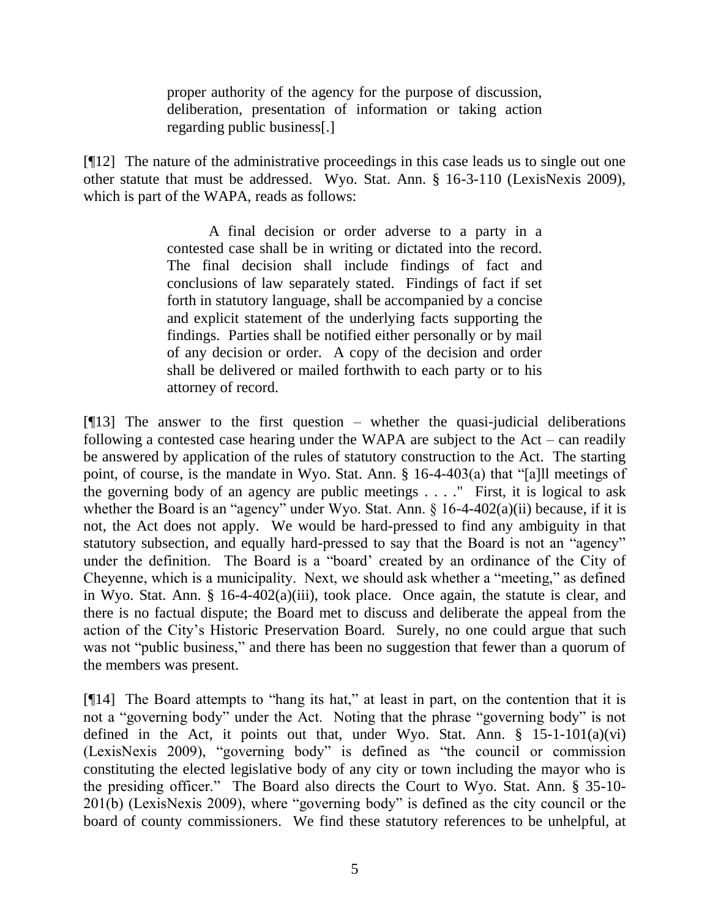> proper authority of the agency for the purpose of discussion, deliberation, presentation of information or taking action regarding public business[.]

[¶12] The nature of the administrative proceedings in this case leads us to single out one other statute that must be addressed. Wyo. Stat. Ann. § 16-3-110 (LexisNexis 2009), which is part of the WAPA, reads as follows:

> A final decision or order adverse to a party in a contested case shall be in writing or dictated into the record. The final decision shall include findings of fact and conclusions of law separately stated. Findings of fact if set forth in statutory language, shall be accompanied by a concise and explicit statement of the underlying facts supporting the findings. Parties shall be notified either personally or by mail of any decision or order. A copy of the decision and order shall be delivered or mailed forthwith to each party or to his attorney of record.

[¶13] The answer to the first question – whether the quasi-judicial deliberations following a contested case hearing under the WAPA are subject to the Act – can readily be answered by application of the rules of statutory construction to the Act. The starting point, of course, is the mandate in Wyo. Stat. Ann. § 16-4-403(a) that "[a]ll meetings of the governing body of an agency are public meetings . . . ." First, it is logical to ask whether the Board is an "agency" under Wyo. Stat. Ann. § 16-4-402(a)(ii) because, if it is not, the Act does not apply. We would be hard-pressed to find any ambiguity in that statutory subsection, and equally hard-pressed to say that the Board is not an "agency" under the definition. The Board is a "board' created by an ordinance of the City of Cheyenne, which is a municipality. Next, we should ask whether a "meeting," as defined in Wyo. Stat. Ann. § 16-4-402(a)(iii), took place. Once again, the statute is clear, and there is no factual dispute; the Board met to discuss and deliberate the appeal from the action of the City's Historic Preservation Board. Surely, no one could argue that such was not "public business," and there has been no suggestion that fewer than a quorum of the members was present.

[¶14] The Board attempts to "hang its hat," at least in part, on the contention that it is not a "governing body" under the Act. Noting that the phrase "governing body" is not defined in the Act, it points out that, under Wyo. Stat. Ann. § 15-1-101(a)(vi) (LexisNexis 2009), "governing body" is defined as "the council or commission constituting the elected legislative body of any city or town including the mayor who is the presiding officer." The Board also directs the Court to Wyo. Stat. Ann. § 35-10-201(b) (LexisNexis 2009), where "governing body" is defined as the city council or the board of county commissioners. We find these statutory references to be unhelpful, at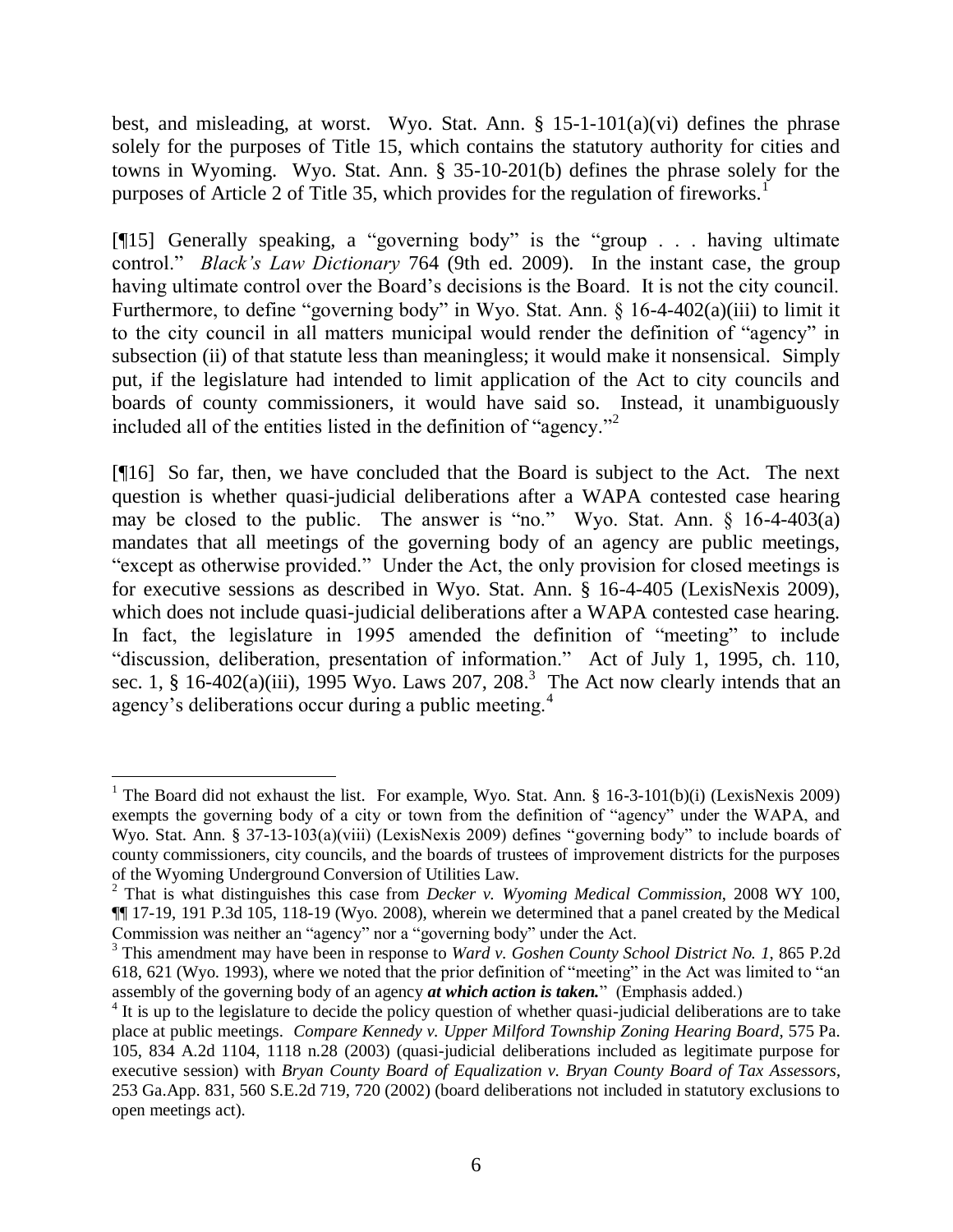best, and misleading, at worst. Wyo. Stat. Ann. § 15-1-101(a)(vi) defines the phrase solely for the purposes of Title 15, which contains the statutory authority for cities and towns in Wyoming. Wyo. Stat. Ann. § 35-10-201(b) defines the phrase solely for the purposes of Article 2 of Title 35, which provides for the regulation of fireworks.[1]

[¶15] Generally speaking, a "governing body" is the "group . . . having ultimate control." *Black's Law Dictionary* 764 (9th ed. 2009). In the instant case, the group having ultimate control over the Board's decisions is the Board. It is not the city council. Furthermore, to define "governing body" in Wyo. Stat. Ann. § 16-4-402(a)(iii) to limit it to the city council in all matters municipal would render the definition of "agency" in subsection (ii) of that statute less than meaningless; it would make it nonsensical. Simply put, if the legislature had intended to limit application of the Act to city councils and boards of county commissioners, it would have said so. Instead, it unambiguously included all of the entities listed in the definition of "agency."[2]

[¶16] So far, then, we have concluded that the Board is subject to the Act. The next question is whether quasi-judicial deliberations after a WAPA contested case hearing may be closed to the public. The answer is "no." Wyo. Stat. Ann. § 16-4-403(a) mandates that all meetings of the governing body of an agency are public meetings, "except as otherwise provided." Under the Act, the only provision for closed meetings is for executive sessions as described in Wyo. Stat. Ann. § 16-4-405 (LexisNexis 2009), which does not include quasi-judicial deliberations after a WAPA contested case hearing. In fact, the legislature in 1995 amended the definition of "meeting" to include "discussion, deliberation, presentation of information." Act of July 1, 1995, ch. 110, sec. 1, § 16-402(a)(iii), 1995 Wyo. Laws 207, 208.[3] The Act now clearly intends that an agency's deliberations occur during a public meeting.[4]

---

[1] The Board did not exhaust the list. For example, Wyo. Stat. Ann. § 16-3-101(b)(i) (LexisNexis 2009) exempts the governing body of a city or town from the definition of "agency" under the WAPA, and Wyo. Stat. Ann. § 37-13-103(a)(viii) (LexisNexis 2009) defines "governing body" to include boards of county commissioners, city councils, and the boards of trustees of improvement districts for the purposes of the Wyoming Underground Conversion of Utilities Law.

[2] That is what distinguishes this case from *Decker v. Wyoming Medical Commission*, 2008 WY 100, ¶¶ 17-19, 191 P.3d 105, 118-19 (Wyo. 2008), wherein we determined that a panel created by the Medical Commission was neither an "agency" nor a "governing body" under the Act.

[3] This amendment may have been in response to *Ward v. Goshen County School District No. 1*, 865 P.2d 618, 621 (Wyo. 1993), where we noted that the prior definition of "meeting" in the Act was limited to "an assembly of the governing body of an agency ***at which action is taken.***" (Emphasis added.)

[4] It is up to the legislature to decide the policy question of whether quasi-judicial deliberations are to take place at public meetings. *Compare Kennedy v. Upper Milford Township Zoning Hearing Board*, 575 Pa. 105, 834 A.2d 1104, 1118 n.28 (2003) (quasi-judicial deliberations included as legitimate purpose for executive session) with *Bryan County Board of Equalization v. Bryan County Board of Tax Assessors*, 253 Ga.App. 831, 560 S.E.2d 719, 720 (2002) (board deliberations not included in statutory exclusions to open meetings act).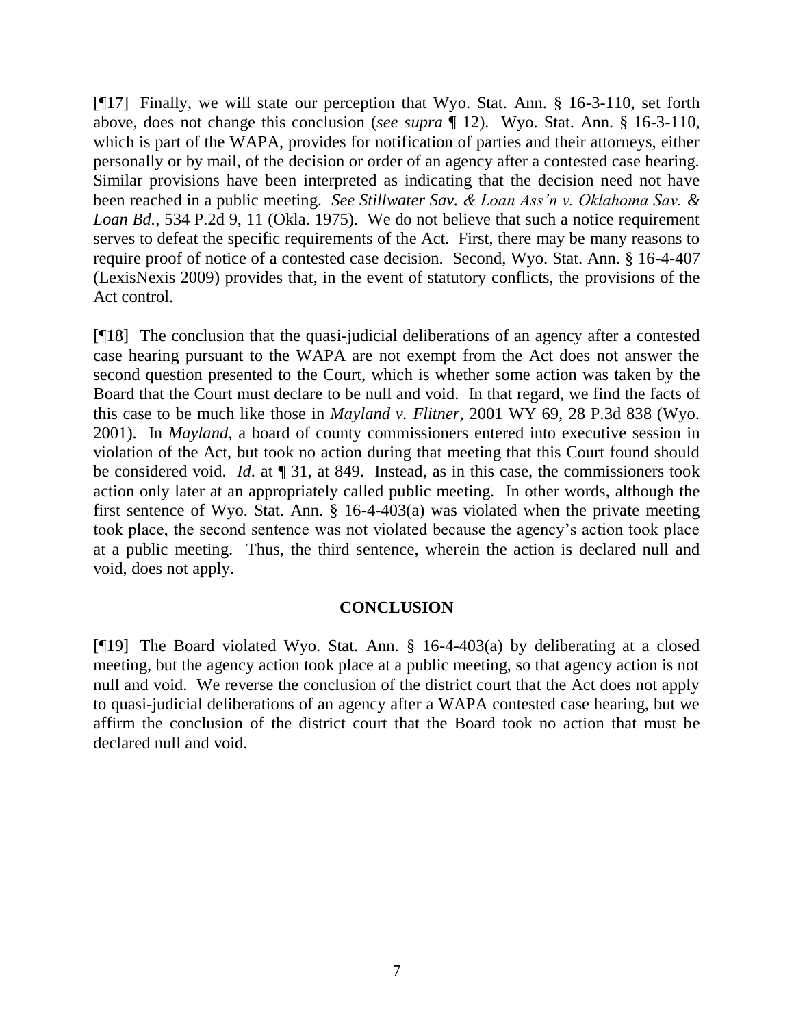[¶17] Finally, we will state our perception that Wyo. Stat. Ann. § 16-3-110, set forth above, does not change this conclusion (*see supra* ¶ 12). Wyo. Stat. Ann. § 16-3-110, which is part of the WAPA, provides for notification of parties and their attorneys, either personally or by mail, of the decision or order of an agency after a contested case hearing. Similar provisions have been interpreted as indicating that the decision need not have been reached in a public meeting. *See Stillwater Sav. & Loan Ass'n v. Oklahoma Sav. & Loan Bd.*, 534 P.2d 9, 11 (Okla. 1975). We do not believe that such a notice requirement serves to defeat the specific requirements of the Act. First, there may be many reasons to require proof of notice of a contested case decision. Second, Wyo. Stat. Ann. § 16-4-407 (LexisNexis 2009) provides that, in the event of statutory conflicts, the provisions of the Act control.

[¶18] The conclusion that the quasi-judicial deliberations of an agency after a contested case hearing pursuant to the WAPA are not exempt from the Act does not answer the second question presented to the Court, which is whether some action was taken by the Board that the Court must declare to be null and void. In that regard, we find the facts of this case to be much like those in *Mayland v. Flitner*, 2001 WY 69, 28 P.3d 838 (Wyo. 2001). In *Mayland*, a board of county commissioners entered into executive session in violation of the Act, but took no action during that meeting that this Court found should be considered void. *Id*. at ¶ 31, at 849. Instead, as in this case, the commissioners took action only later at an appropriately called public meeting. In other words, although the first sentence of Wyo. Stat. Ann. § 16-4-403(a) was violated when the private meeting took place, the second sentence was not violated because the agency's action took place at a public meeting. Thus, the third sentence, wherein the action is declared null and void, does not apply.

## CONCLUSION

[¶19] The Board violated Wyo. Stat. Ann. § 16-4-403(a) by deliberating at a closed meeting, but the agency action took place at a public meeting, so that agency action is not null and void. We reverse the conclusion of the district court that the Act does not apply to quasi-judicial deliberations of an agency after a WAPA contested case hearing, but we affirm the conclusion of the district court that the Board took no action that must be declared null and void.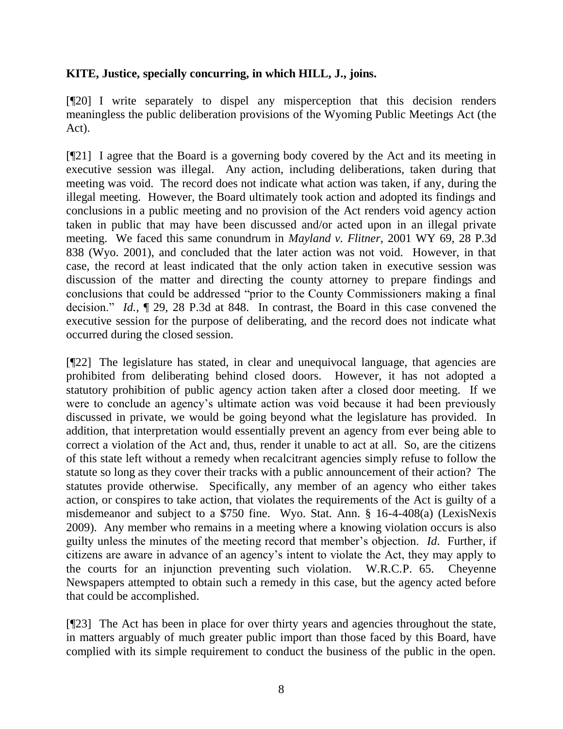**KITE, Justice, specially concurring, in which HILL, J., joins.**

[¶20] I write separately to dispel any misperception that this decision renders meaningless the public deliberation provisions of the Wyoming Public Meetings Act (the Act).

[¶21] I agree that the Board is a governing body covered by the Act and its meeting in executive session was illegal. Any action, including deliberations, taken during that meeting was void. The record does not indicate what action was taken, if any, during the illegal meeting. However, the Board ultimately took action and adopted its findings and conclusions in a public meeting and no provision of the Act renders void agency action taken in public that may have been discussed and/or acted upon in an illegal private meeting. We faced this same conundrum in *Mayland v. Flitner*, 2001 WY 69, 28 P.3d 838 (Wyo. 2001), and concluded that the later action was not void. However, in that case, the record at least indicated that the only action taken in executive session was discussion of the matter and directing the county attorney to prepare findings and conclusions that could be addressed "prior to the County Commissioners making a final decision." *Id.*, ¶ 29, 28 P.3d at 848. In contrast, the Board in this case convened the executive session for the purpose of deliberating, and the record does not indicate what occurred during the closed session.

[¶22] The legislature has stated, in clear and unequivocal language, that agencies are prohibited from deliberating behind closed doors. However, it has not adopted a statutory prohibition of public agency action taken after a closed door meeting. If we were to conclude an agency's ultimate action was void because it had been previously discussed in private, we would be going beyond what the legislature has provided. In addition, that interpretation would essentially prevent an agency from ever being able to correct a violation of the Act and, thus, render it unable to act at all. So, are the citizens of this state left without a remedy when recalcitrant agencies simply refuse to follow the statute so long as they cover their tracks with a public announcement of their action? The statutes provide otherwise. Specifically, any member of an agency who either takes action, or conspires to take action, that violates the requirements of the Act is guilty of a misdemeanor and subject to a $750 fine. Wyo. Stat. Ann. § 16-4-408(a) (LexisNexis 2009). Any member who remains in a meeting where a knowing violation occurs is also guilty unless the minutes of the meeting record that member's objection. *Id.* Further, if citizens are aware in advance of an agency's intent to violate the Act, they may apply to the courts for an injunction preventing such violation. W.R.C.P. 65. Cheyenne Newspapers attempted to obtain such a remedy in this case, but the agency acted before that could be accomplished.

[¶23] The Act has been in place for over thirty years and agencies throughout the state, in matters arguably of much greater public import than those faced by this Board, have complied with its simple requirement to conduct the business of the public in the open.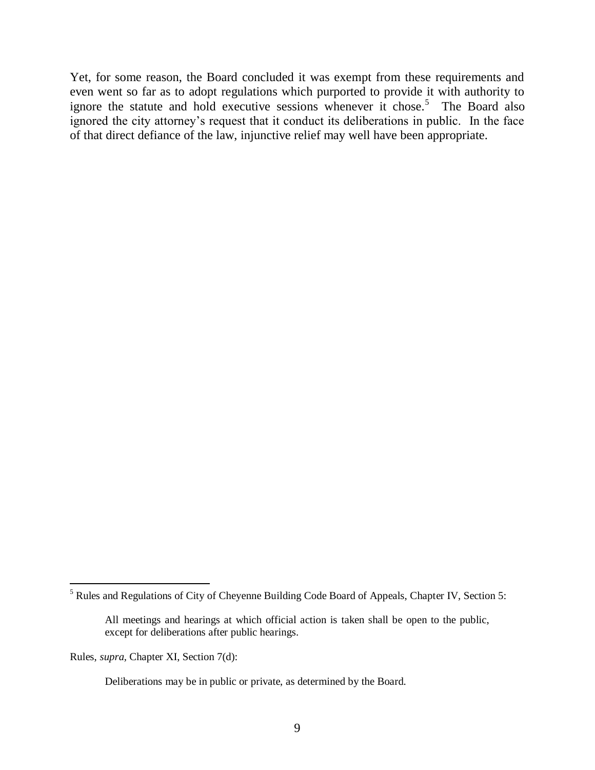Yet, for some reason, the Board concluded it was exempt from these requirements and even went so far as to adopt regulations which purported to provide it with authority to ignore the statute and hold executive sessions whenever it chose.[5] The Board also ignored the city attorney's request that it conduct its deliberations in public. In the face of that direct defiance of the law, injunctive relief may well have been appropriate.

---

[5] Rules and Regulations of City of Cheyenne Building Code Board of Appeals, Chapter IV, Section 5:

> All meetings and hearings at which official action is taken shall be open to the public, except for deliberations after public hearings.

Rules, *supra*, Chapter XI, Section 7(d):

> Deliberations may be in public or private, as determined by the Board.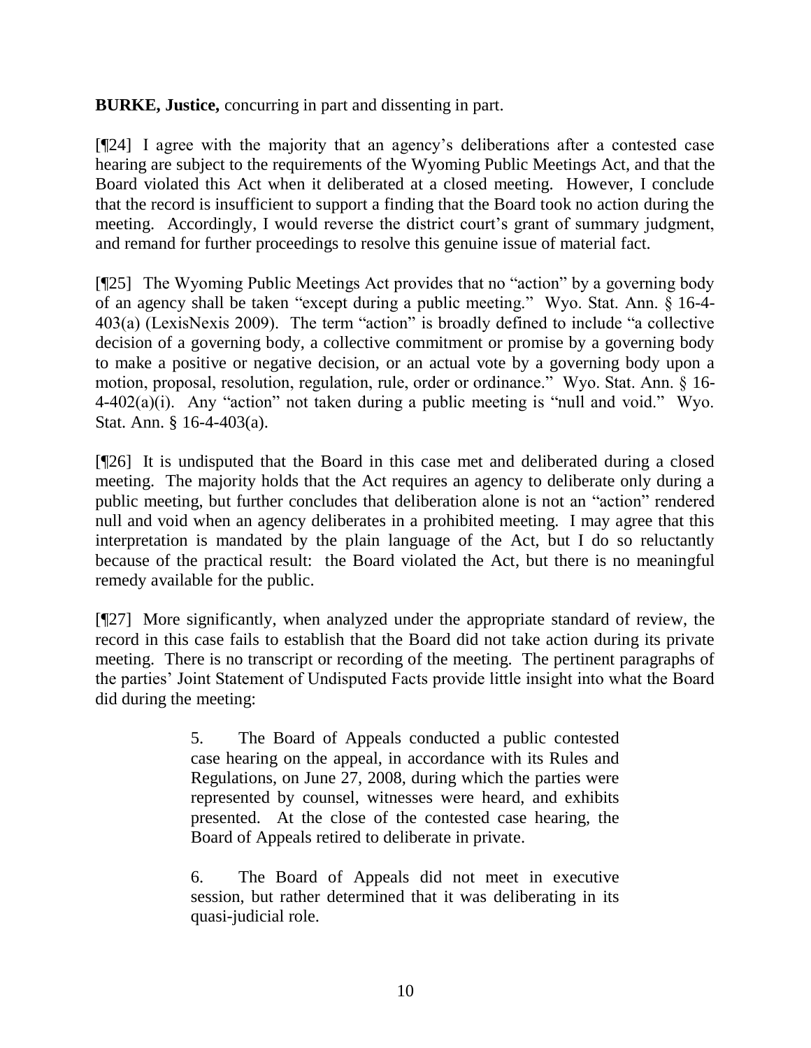**BURKE, Justice,** concurring in part and dissenting in part.

[¶24] I agree with the majority that an agency's deliberations after a contested case hearing are subject to the requirements of the Wyoming Public Meetings Act, and that the Board violated this Act when it deliberated at a closed meeting. However, I conclude that the record is insufficient to support a finding that the Board took no action during the meeting. Accordingly, I would reverse the district court's grant of summary judgment, and remand for further proceedings to resolve this genuine issue of material fact.

[¶25] The Wyoming Public Meetings Act provides that no "action" by a governing body of an agency shall be taken "except during a public meeting." Wyo. Stat. Ann. § 16-4-403(a) (LexisNexis 2009). The term "action" is broadly defined to include "a collective decision of a governing body, a collective commitment or promise by a governing body to make a positive or negative decision, or an actual vote by a governing body upon a motion, proposal, resolution, regulation, rule, order or ordinance." Wyo. Stat. Ann. § 16-4-402(a)(i). Any "action" not taken during a public meeting is "null and void." Wyo. Stat. Ann. § 16-4-403(a).

[¶26] It is undisputed that the Board in this case met and deliberated during a closed meeting. The majority holds that the Act requires an agency to deliberate only during a public meeting, but further concludes that deliberation alone is not an "action" rendered null and void when an agency deliberates in a prohibited meeting. I may agree that this interpretation is mandated by the plain language of the Act, but I do so reluctantly because of the practical result: the Board violated the Act, but there is no meaningful remedy available for the public.

[¶27] More significantly, when analyzed under the appropriate standard of review, the record in this case fails to establish that the Board did not take action during its private meeting. There is no transcript or recording of the meeting. The pertinent paragraphs of the parties' Joint Statement of Undisputed Facts provide little insight into what the Board did during the meeting:

> 5. The Board of Appeals conducted a public contested case hearing on the appeal, in accordance with its Rules and Regulations, on June 27, 2008, during which the parties were represented by counsel, witnesses were heard, and exhibits presented. At the close of the contested case hearing, the Board of Appeals retired to deliberate in private.
>
> 6. The Board of Appeals did not meet in executive session, but rather determined that it was deliberating in its quasi-judicial role.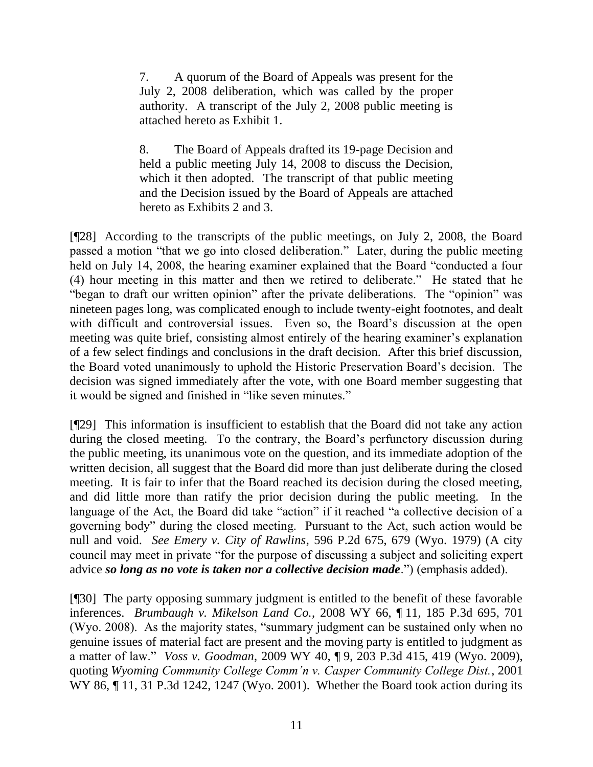> 7. A quorum of the Board of Appeals was present for the July 2, 2008 deliberation, which was called by the proper authority. A transcript of the July 2, 2008 public meeting is attached hereto as Exhibit 1.
>
> 8. The Board of Appeals drafted its 19-page Decision and held a public meeting July 14, 2008 to discuss the Decision, which it then adopted. The transcript of that public meeting and the Decision issued by the Board of Appeals are attached hereto as Exhibits 2 and 3.

[¶28] According to the transcripts of the public meetings, on July 2, 2008, the Board passed a motion "that we go into closed deliberation." Later, during the public meeting held on July 14, 2008, the hearing examiner explained that the Board "conducted a four (4) hour meeting in this matter and then we retired to deliberate." He stated that he "began to draft our written opinion" after the private deliberations. The "opinion" was nineteen pages long, was complicated enough to include twenty-eight footnotes, and dealt with difficult and controversial issues. Even so, the Board's discussion at the open meeting was quite brief, consisting almost entirely of the hearing examiner's explanation of a few select findings and conclusions in the draft decision. After this brief discussion, the Board voted unanimously to uphold the Historic Preservation Board's decision. The decision was signed immediately after the vote, with one Board member suggesting that it would be signed and finished in "like seven minutes."

[¶29] This information is insufficient to establish that the Board did not take any action during the closed meeting. To the contrary, the Board's perfunctory discussion during the public meeting, its unanimous vote on the question, and its immediate adoption of the written decision, all suggest that the Board did more than just deliberate during the closed meeting. It is fair to infer that the Board reached its decision during the closed meeting, and did little more than ratify the prior decision during the public meeting. In the language of the Act, the Board did take "action" if it reached "a collective decision of a governing body" during the closed meeting. Pursuant to the Act, such action would be null and void. *See Emery v. City of Rawlins*, 596 P.2d 675, 679 (Wyo. 1979) (A city council may meet in private "for the purpose of discussing a subject and soliciting expert advice ***so long as no vote is taken nor a collective decision made***.") (emphasis added).

[¶30] The party opposing summary judgment is entitled to the benefit of these favorable inferences. *Brumbaugh v. Mikelson Land Co.*, 2008 WY 66, ¶ 11, 185 P.3d 695, 701 (Wyo. 2008). As the majority states, "summary judgment can be sustained only when no genuine issues of material fact are present and the moving party is entitled to judgment as a matter of law." *Voss v. Goodman*, 2009 WY 40, ¶ 9, 203 P.3d 415, 419 (Wyo. 2009), quoting *Wyoming Community College Comm'n v. Casper Community College Dist.*, 2001 WY 86, ¶ 11, 31 P.3d 1242, 1247 (Wyo. 2001). Whether the Board took action during its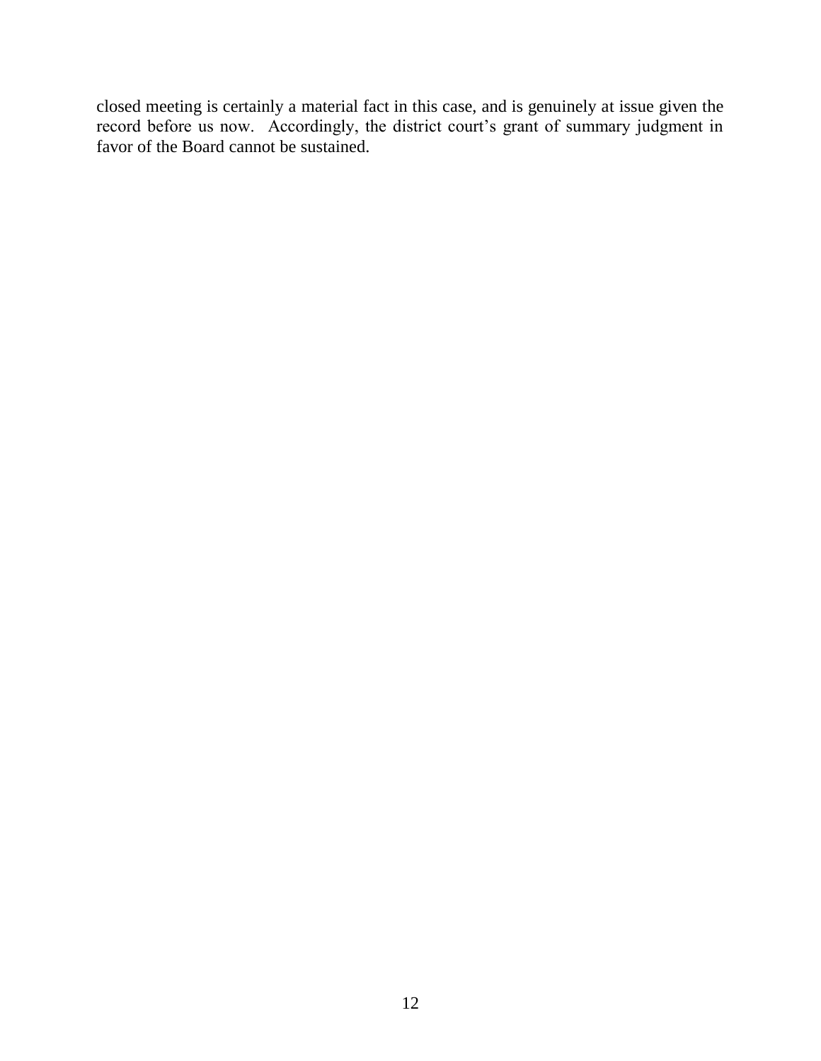closed meeting is certainly a material fact in this case, and is genuinely at issue given the record before us now. Accordingly, the district court's grant of summary judgment in favor of the Board cannot be sustained.